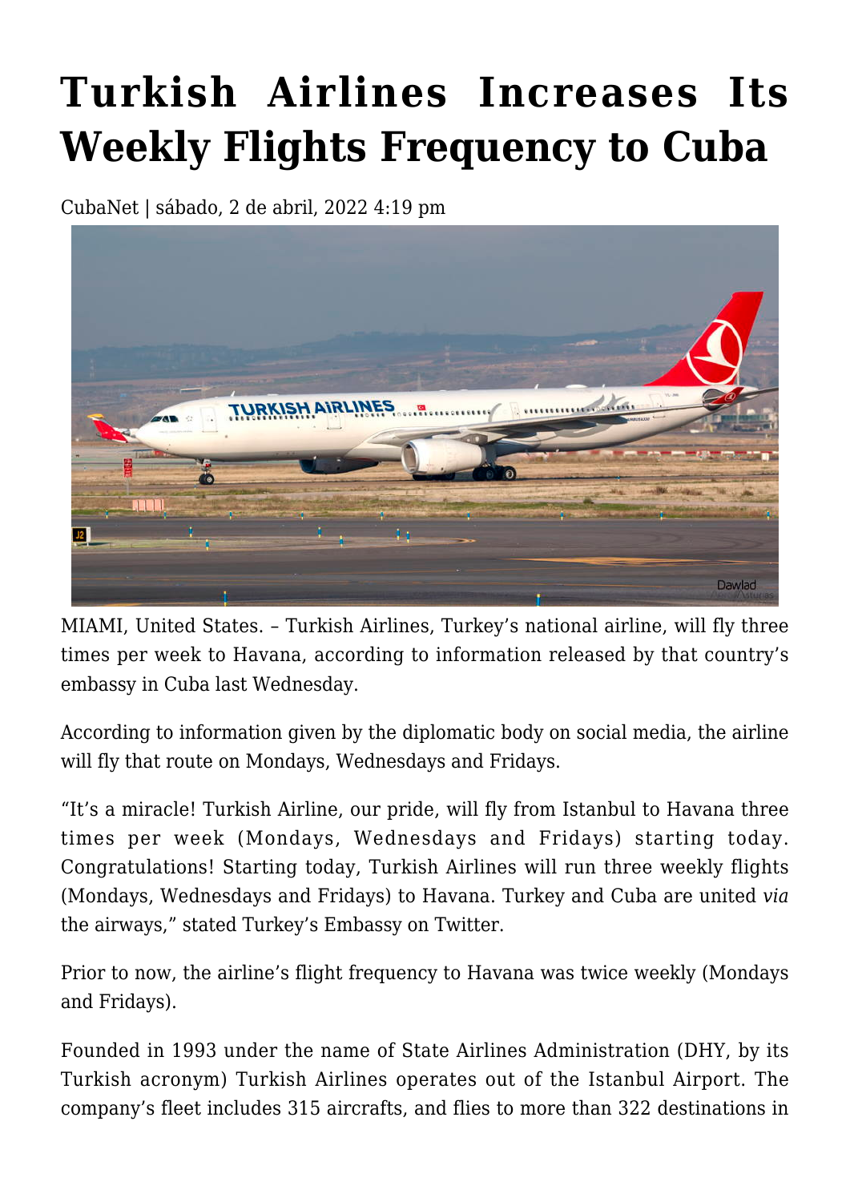# Turkish Airlines Increases Its Weekly Flights Frequency to Cuba

CubaNet | sábado, 2 de abril, 2022 4:19 pm

MIAMI, United States. – Turkish Airlines, Turkey's national airline, will fly three times per week to Havana, according to information released by that country's embassy in Cuba last Wednesday.

According to information given by the diplomatic body on social media, the airline will fly that route on Mondays, Wednesdays and Fridays.

"It's a miracle! Turkish Airline, our pride, will fly from Istanbul to Havana three times per week (Mondays, Wednesdays and Fridays) starting today. Congratulations! Starting today, Turkish Airlines will run three weekly flights (Mondays, Wednesdays and Fridays) to Havana. Turkey and Cuba are united *via* the airways," stated Turkey's Embassy on Twitter.

Prior to now, the airline's flight frequency to Havana was twice weekly (Mondays and Fridays).

Founded in 1993 under the name of State Airlines Administration (DHY, by its Turkish acronym) Turkish Airlines operates out of the Istanbul Airport. The company's fleet includes 315 aircrafts, and flies to more than 322 destinations in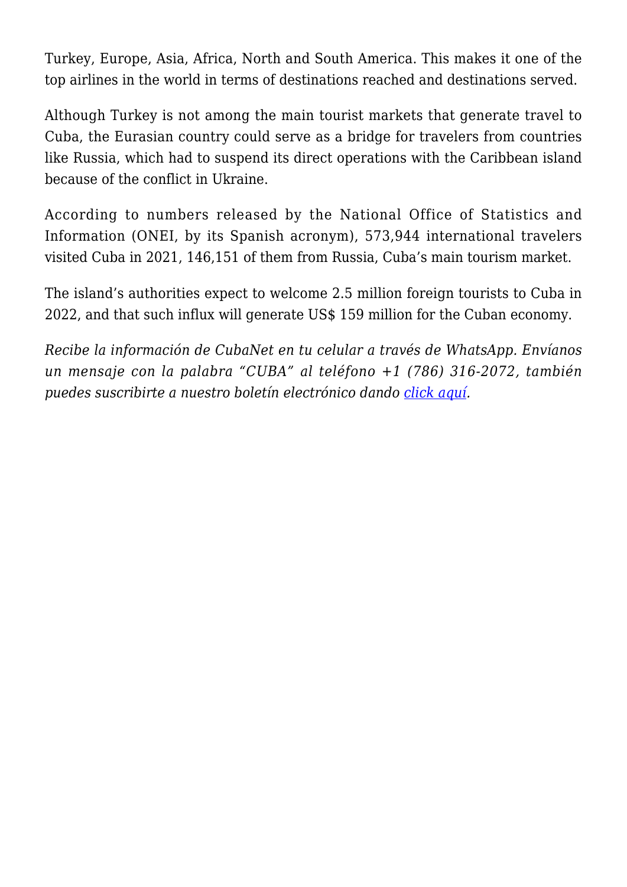Turkey, Europe, Asia, Africa, North and South America. This makes it one of the top airlines in the world in terms of destinations reached and destinations served.

Although Turkey is not among the main tourist markets that generate travel to Cuba, the Eurasian country could serve as a bridge for travelers from countries like Russia, which had to suspend its direct operations with the Caribbean island because of the conflict in Ukraine.

According to numbers released by the National Office of Statistics and Information (ONEI, by its Spanish acronym), 573,944 international travelers visited Cuba in 2021, 146,151 of them from Russia, Cuba's main tourism market.

The island's authorities expect to welcome 2.5 million foreign tourists to Cuba in 2022, and that such influx will generate US$ 159 million for the Cuban economy.

*Recibe la información de CubaNet en tu celular a través de WhatsApp. Envíanos un mensaje con la palabra "CUBA" al teléfono +1 (786) 316-2072, también puedes suscribirte a nuestro boletín electrónico dando [click aquí](#).*